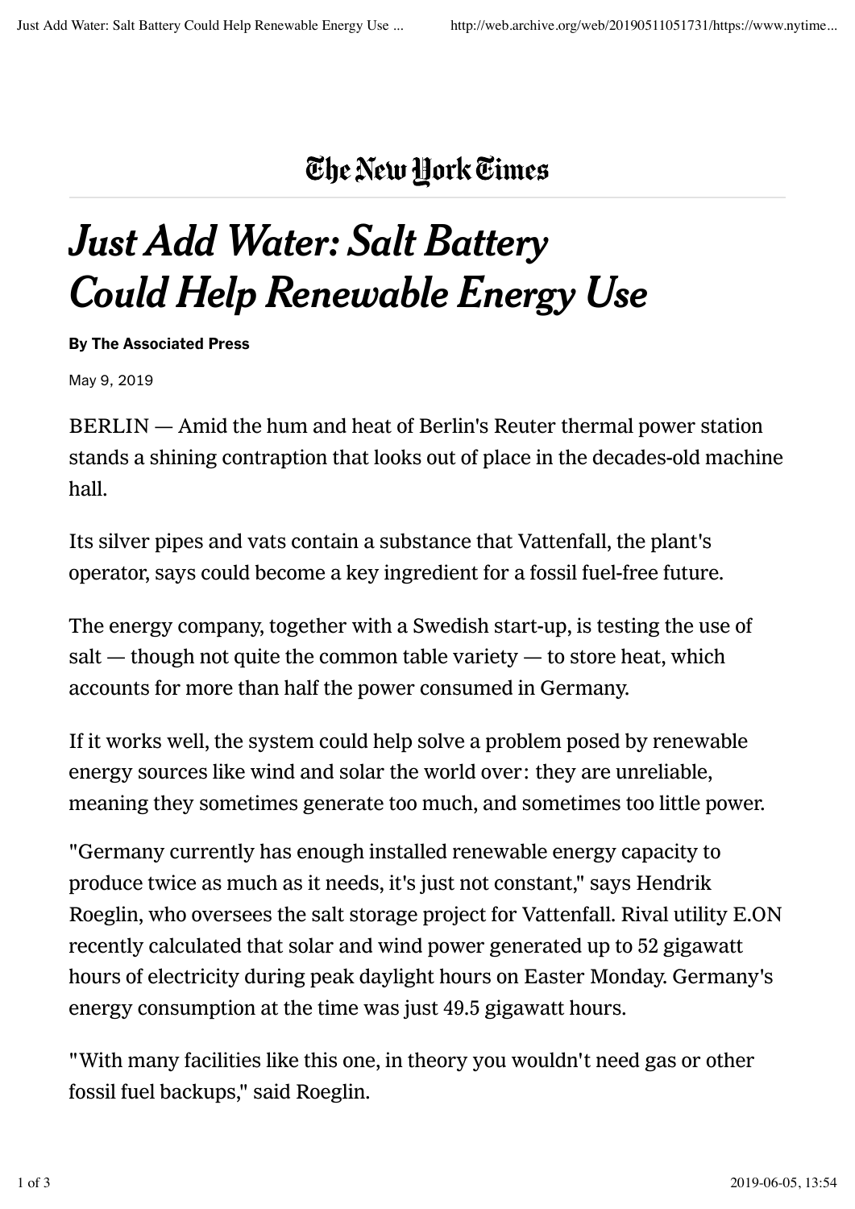The New York Times

# *Just Add Water: Salt Battery Could Help Renewable Energy Use*

**By The Associated Press**

May 9, 2019

BERLIN — Amid the hum and heat of Berlin's Reuter thermal power station stands a shining contraption that looks out of place in the decades-old machine hall.

Its silver pipes and vats contain a substance that Vattenfall, the plant's operator, says could become a key ingredient for a fossil fuel-free future.

The energy company, together with a Swedish start-up, is testing the use of salt — though not quite the common table variety — to store heat, which accounts for more than half the power consumed in Germany.

If it works well, the system could help solve a problem posed by renewable energy sources like wind and solar the world over: they are unreliable, meaning they sometimes generate too much, and sometimes too little power.

"Germany currently has enough installed renewable energy capacity to produce twice as much as it needs, it's just not constant," says Hendrik Roeglin, who oversees the salt storage project for Vattenfall. Rival utility E.ON recently calculated that solar and wind power generated up to 52 gigawatt hours of electricity during peak daylight hours on Easter Monday. Germany's energy consumption at the time was just 49.5 gigawatt hours.

"With many facilities like this one, in theory you wouldn't need gas or other fossil fuel backups," said Roeglin.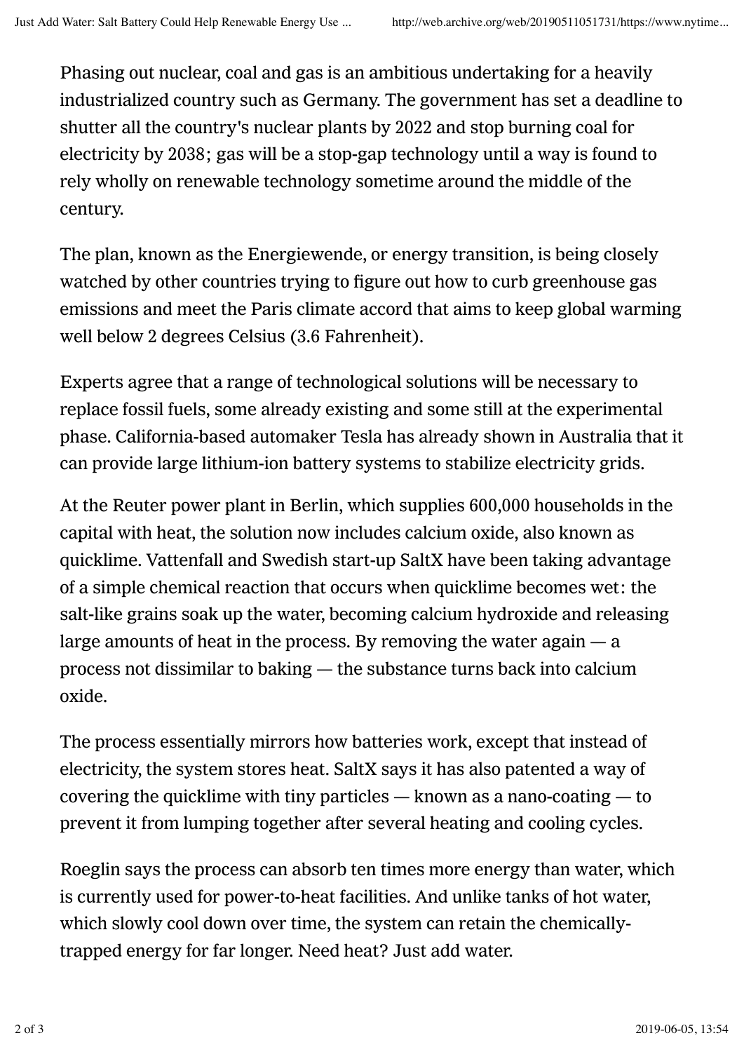Phasing out nuclear, coal and gas is an ambitious undertaking for a heavily industrialized country such as Germany. The government has set a deadline to shutter all the country's nuclear plants by 2022 and stop burning coal for electricity by 2038; gas will be a stop-gap technology until a way is found to rely wholly on renewable technology sometime around the middle of the century.

The plan, known as the Energiewende, or energy transition, is being closely watched by other countries trying to figure out how to curb greenhouse gas emissions and meet the Paris climate accord that aims to keep global warming well below 2 degrees Celsius (3.6 Fahrenheit).

Experts agree that a range of technological solutions will be necessary to replace fossil fuels, some already existing and some still at the experimental phase. California-based automaker Tesla has already shown in Australia that it can provide large lithium-ion battery systems to stabilize electricity grids.

At the Reuter power plant in Berlin, which supplies 600,000 households in the capital with heat, the solution now includes calcium oxide, also known as quicklime. Vattenfall and Swedish start-up SaltX have been taking advantage of a simple chemical reaction that occurs when quicklime becomes wet: the salt-like grains soak up the water, becoming calcium hydroxide and releasing large amounts of heat in the process. By removing the water again — a process not dissimilar to baking — the substance turns back into calcium oxide.

The process essentially mirrors how batteries work, except that instead of electricity, the system stores heat. SaltX says it has also patented a way of covering the quicklime with tiny particles — known as a nano-coating — to prevent it from lumping together after several heating and cooling cycles.

Roeglin says the process can absorb ten times more energy than water, which is currently used for power-to-heat facilities. And unlike tanks of hot water, which slowly cool down over time, the system can retain the chemically-trapped energy for far longer. Need heat? Just add water.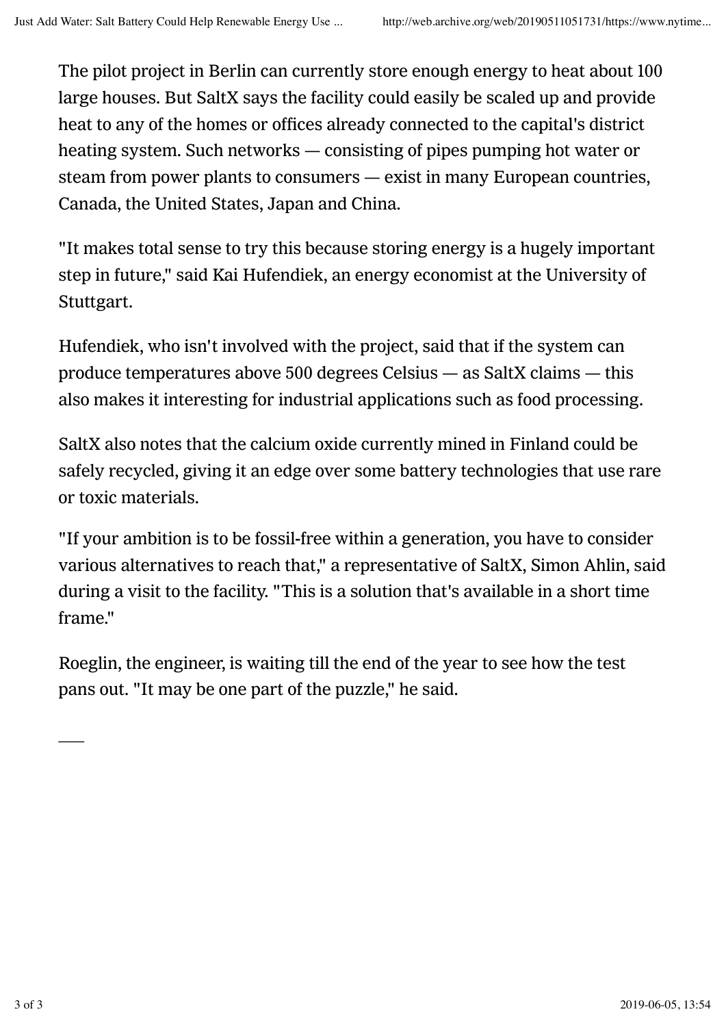The pilot project in Berlin can currently store enough energy to heat about 100 large houses. But SaltX says the facility could easily be scaled up and provide heat to any of the homes or offices already connected to the capital's district heating system. Such networks — consisting of pipes pumping hot water or steam from power plants to consumers — exist in many European countries, Canada, the United States, Japan and China.

"It makes total sense to try this because storing energy is a hugely important step in future," said Kai Hufendiek, an energy economist at the University of Stuttgart.

Hufendiek, who isn't involved with the project, said that if the system can produce temperatures above 500 degrees Celsius — as SaltX claims — this also makes it interesting for industrial applications such as food processing.

SaltX also notes that the calcium oxide currently mined in Finland could be safely recycled, giving it an edge over some battery technologies that use rare or toxic materials.

"If your ambition is to be fossil-free within a generation, you have to consider various alternatives to reach that," a representative of SaltX, Simon Ahlin, said during a visit to the facility. "This is a solution that's available in a short time frame."

Roeglin, the engineer, is waiting till the end of the year to see how the test pans out. "It may be one part of the puzzle," he said.

---